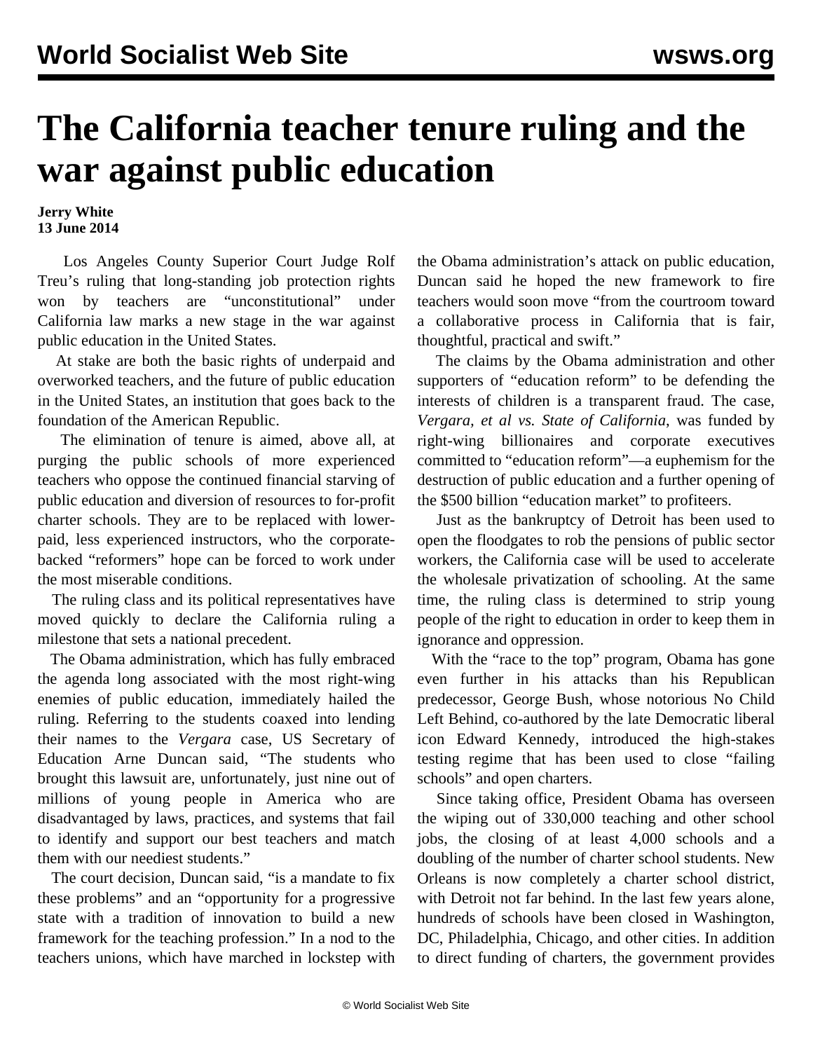# The California teacher tenure ruling and the war against public education

**Jerry White**
**13 June 2014**

Los Angeles County Superior Court Judge Rolf Treu's ruling that long-standing job protection rights won by teachers are "unconstitutional" under California law marks a new stage in the war against public education in the United States.

At stake are both the basic rights of underpaid and overworked teachers, and the future of public education in the United States, an institution that goes back to the foundation of the American Republic.

The elimination of tenure is aimed, above all, at purging the public schools of more experienced teachers who oppose the continued financial starving of public education and diversion of resources to for-profit charter schools. They are to be replaced with lower-paid, less experienced instructors, who the corporate-backed "reformers" hope can be forced to work under the most miserable conditions.

The ruling class and its political representatives have moved quickly to declare the California ruling a milestone that sets a national precedent.

The Obama administration, which has fully embraced the agenda long associated with the most right-wing enemies of public education, immediately hailed the ruling. Referring to the students coaxed into lending their names to the *Vergara* case, US Secretary of Education Arne Duncan said, "The students who brought this lawsuit are, unfortunately, just nine out of millions of young people in America who are disadvantaged by laws, practices, and systems that fail to identify and support our best teachers and match them with our neediest students."

The court decision, Duncan said, "is a mandate to fix these problems" and an "opportunity for a progressive state with a tradition of innovation to build a new framework for the teaching profession." In a nod to the teachers unions, which have marched in lockstep with the Obama administration's attack on public education, Duncan said he hoped the new framework to fire teachers would soon move "from the courtroom toward a collaborative process in California that is fair, thoughtful, practical and swift."

The claims by the Obama administration and other supporters of "education reform" to be defending the interests of children is a transparent fraud. The case, *Vergara, et al vs. State of California*, was funded by right-wing billionaires and corporate executives committed to "education reform"—a euphemism for the destruction of public education and a further opening of the $500 billion "education market" to profiteers.

Just as the bankruptcy of Detroit has been used to open the floodgates to rob the pensions of public sector workers, the California case will be used to accelerate the wholesale privatization of schooling. At the same time, the ruling class is determined to strip young people of the right to education in order to keep them in ignorance and oppression.

With the "race to the top" program, Obama has gone even further in his attacks than his Republican predecessor, George Bush, whose notorious No Child Left Behind, co-authored by the late Democratic liberal icon Edward Kennedy, introduced the high-stakes testing regime that has been used to close "failing schools" and open charters.

Since taking office, President Obama has overseen the wiping out of 330,000 teaching and other school jobs, the closing of at least 4,000 schools and a doubling of the number of charter school students. New Orleans is now completely a charter school district, with Detroit not far behind. In the last few years alone, hundreds of schools have been closed in Washington, DC, Philadelphia, Chicago, and other cities. In addition to direct funding of charters, the government provides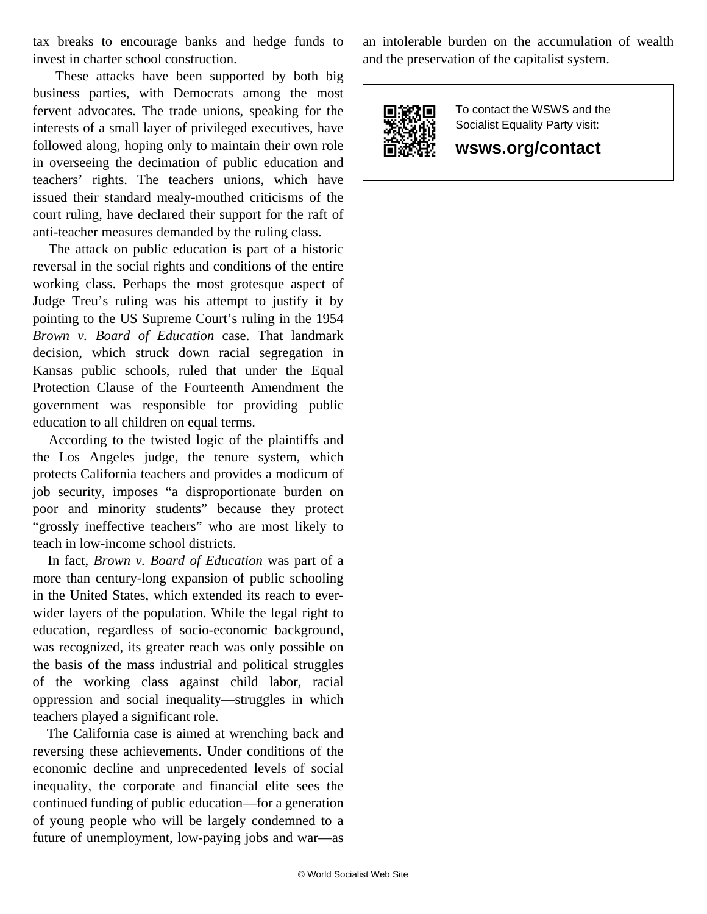tax breaks to encourage banks and hedge funds to invest in charter school construction.

These attacks have been supported by both big business parties, with Democrats among the most fervent advocates. The trade unions, speaking for the interests of a small layer of privileged executives, have followed along, hoping only to maintain their own role in overseeing the decimation of public education and teachers' rights. The teachers unions, which have issued their standard mealy-mouthed criticisms of the court ruling, have declared their support for the raft of anti-teacher measures demanded by the ruling class.

The attack on public education is part of a historic reversal in the social rights and conditions of the entire working class. Perhaps the most grotesque aspect of Judge Treu's ruling was his attempt to justify it by pointing to the US Supreme Court's ruling in the 1954 *Brown v. Board of Education* case. That landmark decision, which struck down racial segregation in Kansas public schools, ruled that under the Equal Protection Clause of the Fourteenth Amendment the government was responsible for providing public education to all children on equal terms.

According to the twisted logic of the plaintiffs and the Los Angeles judge, the tenure system, which protects California teachers and provides a modicum of job security, imposes "a disproportionate burden on poor and minority students" because they protect "grossly ineffective teachers" who are most likely to teach in low-income school districts.

In fact, *Brown v. Board of Education* was part of a more than century-long expansion of public schooling in the United States, which extended its reach to ever-wider layers of the population. While the legal right to education, regardless of socio-economic background, was recognized, its greater reach was only possible on the basis of the mass industrial and political struggles of the working class against child labor, racial oppression and social inequality—struggles in which teachers played a significant role.

The California case is aimed at wrenching back and reversing these achievements. Under conditions of the economic decline and unprecedented levels of social inequality, the corporate and financial elite sees the continued funding of public education—for a generation of young people who will be largely condemned to a future of unemployment, low-paying jobs and war—as an intolerable burden on the accumulation of wealth and the preservation of the capitalist system.

To contact the WSWS and the Socialist Equality Party visit:

**wsws.org/contact**